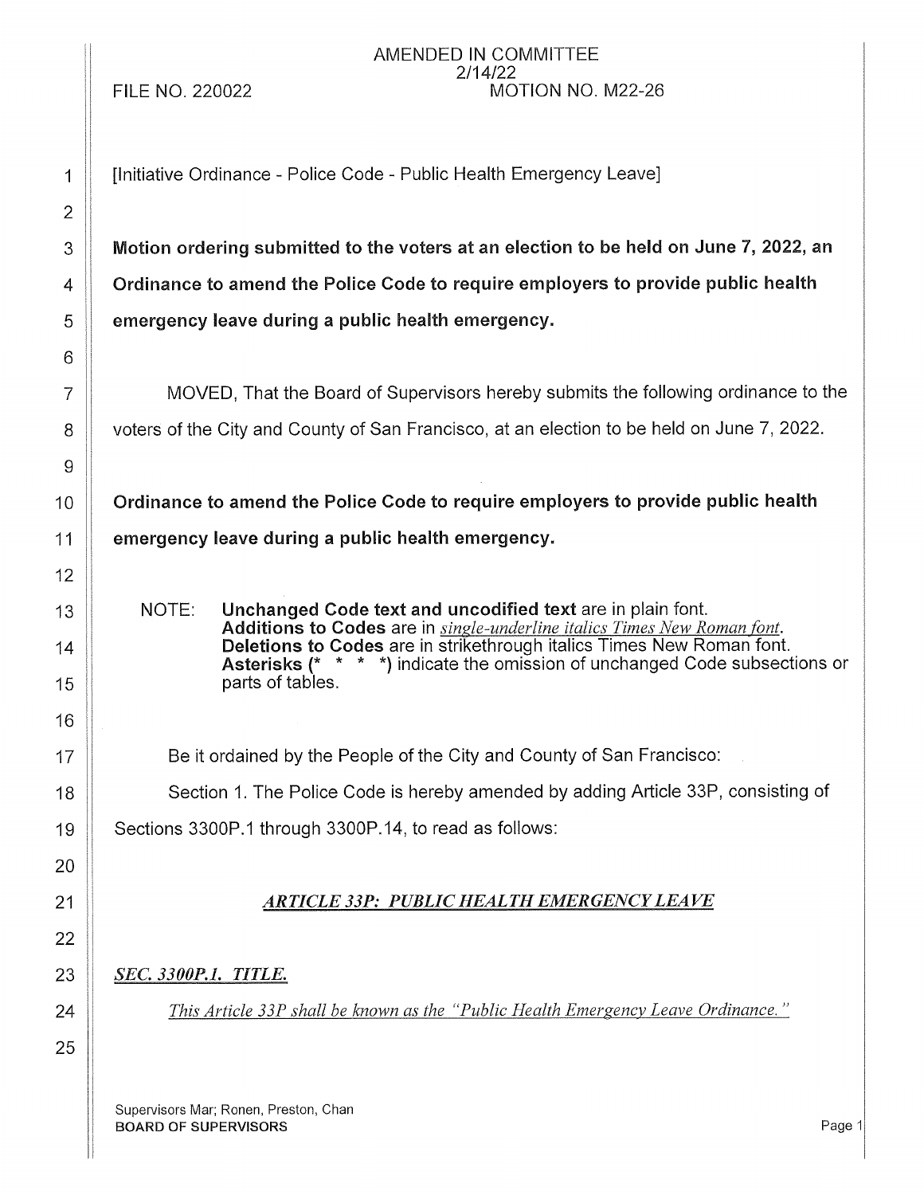AMENDED IN COMMITTEE
2/14/22

FILE NO. 220022 MOTION NO. M22-26

[Initiative Ordinance - Police Code - Public Health Emergency Leave]

**Motion ordering submitted to the voters at an election to be held on June 7, 2022, an Ordinance to amend the Police Code to require employers to provide public health emergency leave during a public health emergency.**

MOVED, That the Board of Supervisors hereby submits the following ordinance to the voters of the City and County of San Francisco, at an election to be held on June 7, 2022.

**Ordinance to amend the Police Code to require employers to provide public health emergency leave during a public health emergency.**

NOTE: **Unchanged Code text and uncodified text** are in plain font.
**Additions to Codes** are in *single-underline italics Times New Roman font*.
**Deletions to Codes** are in ~~*strikethrough italics Times New Roman font*~~.
**Asterisks (* * * *)** indicate the omission of unchanged Code subsections or parts of tables.

Be it ordained by the People of the City and County of San Francisco:

Section 1. The Police Code is hereby amended by adding Article 33P, consisting of Sections 3300P.1 through 3300P.14, to read as follows:

## *ARTICLE 33P: PUBLIC HEALTH EMERGENCY LEAVE*

*SEC. 3300P.1. TITLE.*

*This Article 33P shall be known as the "Public Health Emergency Leave Ordinance."*

Supervisors Mar; Ronen, Preston, Chan
**BOARD OF SUPERVISORS**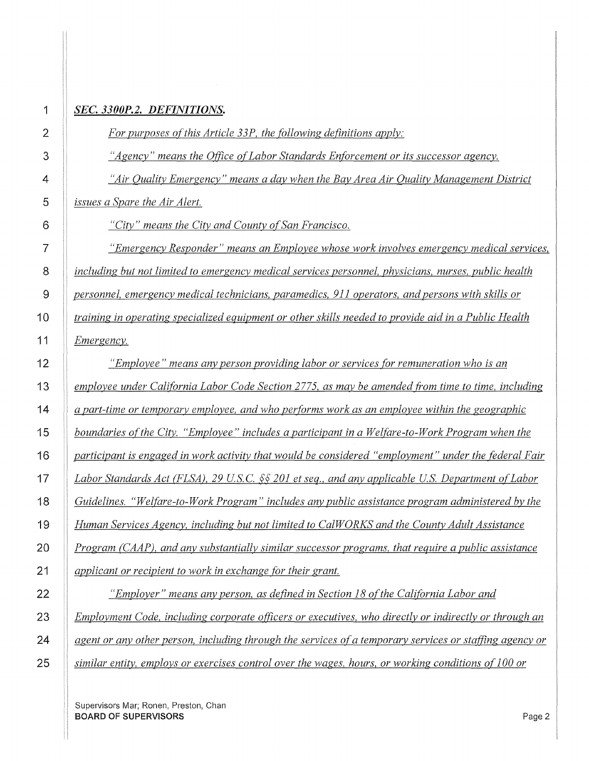***SEC. 3300P.2. DEFINITIONS.***

*For purposes of this Article 33P, the following definitions apply:*

*"Agency" means the Office of Labor Standards Enforcement or its successor agency.*

*"Air Quality Emergency" means a day when the Bay Area Air Quality Management District issues a Spare the Air Alert.*

*"City" means the City and County of San Francisco.*

*"Emergency Responder" means an Employee whose work involves emergency medical services, including but not limited to emergency medical services personnel, physicians, nurses, public health personnel, emergency medical technicians, paramedics, 911 operators, and persons with skills or training in operating specialized equipment or other skills needed to provide aid in a Public Health Emergency.*

*"Employee" means any person providing labor or services for remuneration who is an employee under California Labor Code Section 2775, as may be amended from time to time, including a part-time or temporary employee, and who performs work as an employee within the geographic boundaries of the City. "Employee" includes a participant in a Welfare-to-Work Program when the participant is engaged in work activity that would be considered "employment" under the federal Fair Labor Standards Act (FLSA), 29 U.S.C. §§ 201 et seq., and any applicable U.S. Department of Labor Guidelines. "Welfare-to-Work Program" includes any public assistance program administered by the Human Services Agency, including but not limited to CalWORKS and the County Adult Assistance Program (CAAP), and any substantially similar successor programs, that require a public assistance applicant or recipient to work in exchange for their grant.*

*"Employer" means any person, as defined in Section 18 of the California Labor and Employment Code, including corporate officers or executives, who directly or indirectly or through an agent or any other person, including through the services of a temporary services or staffing agency or similar entity, employs or exercises control over the wages, hours, or working conditions of 100 or*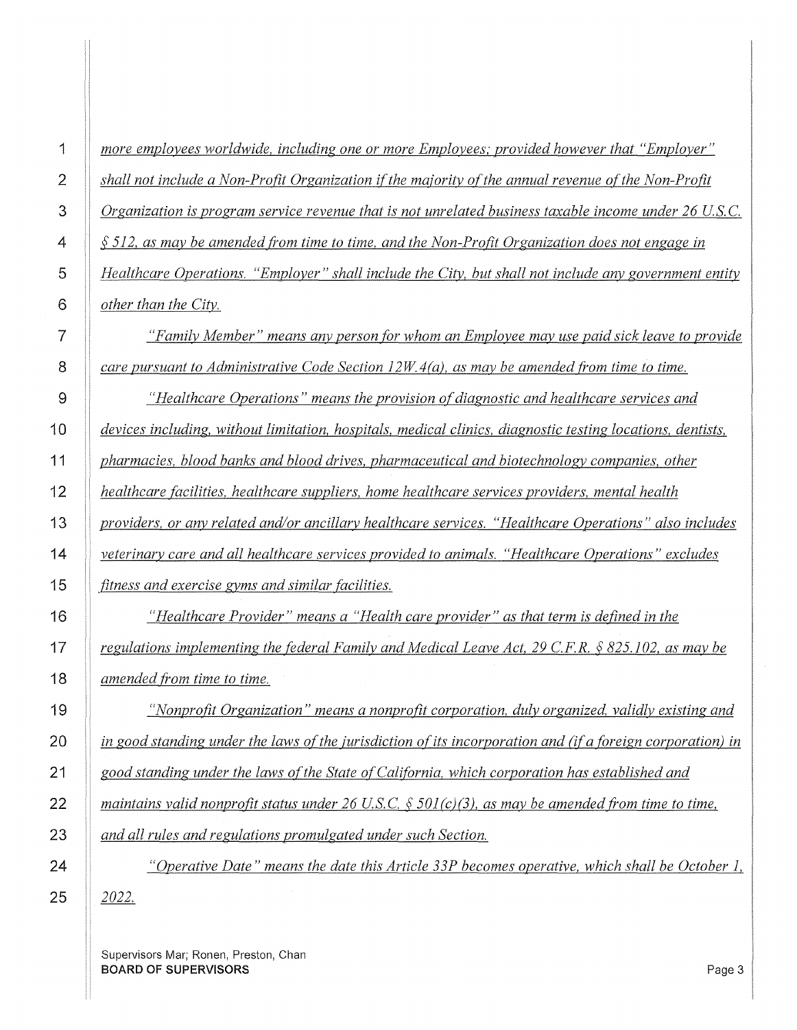*more employees worldwide, including one or more Employees; provided however that "Employer" shall not include a Non-Profit Organization if the majority of the annual revenue of the Non-Profit Organization is program service revenue that is not unrelated business taxable income under 26 U.S.C. § 512, as may be amended from time to time, and the Non-Profit Organization does not engage in Healthcare Operations. "Employer" shall include the City, but shall not include any government entity other than the City.*

*"Family Member" means any person for whom an Employee may use paid sick leave to provide care pursuant to Administrative Code Section 12W.4(a), as may be amended from time to time.*

*"Healthcare Operations" means the provision of diagnostic and healthcare services and devices including, without limitation, hospitals, medical clinics, diagnostic testing locations, dentists, pharmacies, blood banks and blood drives, pharmaceutical and biotechnology companies, other healthcare facilities, healthcare suppliers, home healthcare services providers, mental health providers, or any related and/or ancillary healthcare services. "Healthcare Operations" also includes veterinary care and all healthcare services provided to animals. "Healthcare Operations" excludes fitness and exercise gyms and similar facilities.*

*"Healthcare Provider" means a "Health care provider" as that term is defined in the regulations implementing the federal Family and Medical Leave Act, 29 C.F.R. § 825.102, as may be amended from time to time.*

*"Nonprofit Organization" means a nonprofit corporation, duly organized, validly existing and in good standing under the laws of the jurisdiction of its incorporation and (if a foreign corporation) in good standing under the laws of the State of California, which corporation has established and maintains valid nonprofit status under 26 U.S.C. § 501(c)(3), as may be amended from time to time, and all rules and regulations promulgated under such Section.*

*"Operative Date" means the date this Article 33P becomes operative, which shall be October 1, 2022.*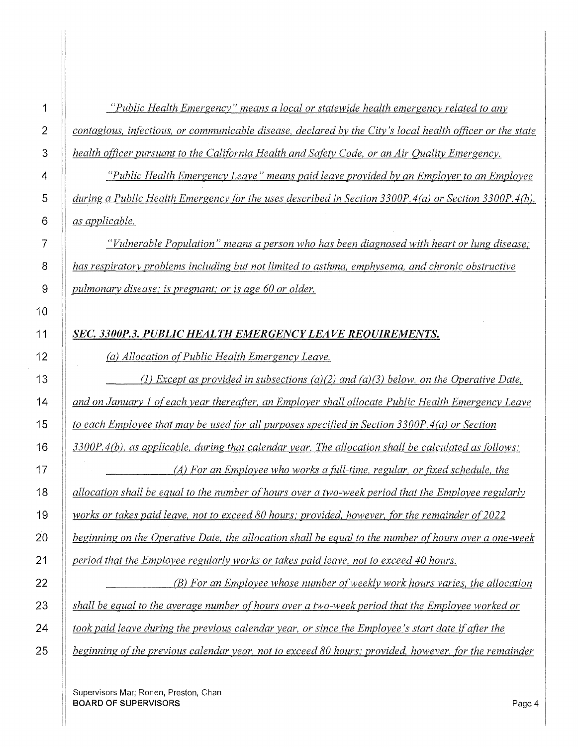*"Public Health Emergency" means a local or statewide health emergency related to any contagious, infectious, or communicable disease, declared by the City's local health officer or the state health officer pursuant to the California Health and Safety Code, or an Air Quality Emergency.*

*"Public Health Emergency Leave" means paid leave provided by an Employer to an Employee during a Public Health Emergency for the uses described in Section 3300P.4(a) or Section 3300P.4(b), as applicable.*

*"Vulnerable Population" means a person who has been diagnosed with heart or lung disease; has respiratory problems including but not limited to asthma, emphysema, and chronic obstructive pulmonary disease; is pregnant; or is age 60 or older.*

***SEC. 3300P.3. PUBLIC HEALTH EMERGENCY LEAVE REQUIREMENTS.***

*(a) Allocation of Public Health Emergency Leave.*

*(1) Except as provided in subsections (a)(2) and (a)(3) below, on the Operative Date, and on January 1 of each year thereafter, an Employer shall allocate Public Health Emergency Leave to each Employee that may be used for all purposes specified in Section 3300P.4(a) or Section 3300P.4(b), as applicable, during that calendar year. The allocation shall be calculated as follows:*

*(A) For an Employee who works a full-time, regular, or fixed schedule, the allocation shall be equal to the number of hours over a two-week period that the Employee regularly works or takes paid leave, not to exceed 80 hours; provided, however, for the remainder of 2022 beginning on the Operative Date, the allocation shall be equal to the number of hours over a one-week period that the Employee regularly works or takes paid leave, not to exceed 40 hours.*

*(B) For an Employee whose number of weekly work hours varies, the allocation shall be equal to the average number of hours over a two-week period that the Employee worked or took paid leave during the previous calendar year, or since the Employee's start date if after the beginning of the previous calendar year, not to exceed 80 hours; provided, however, for the remainder*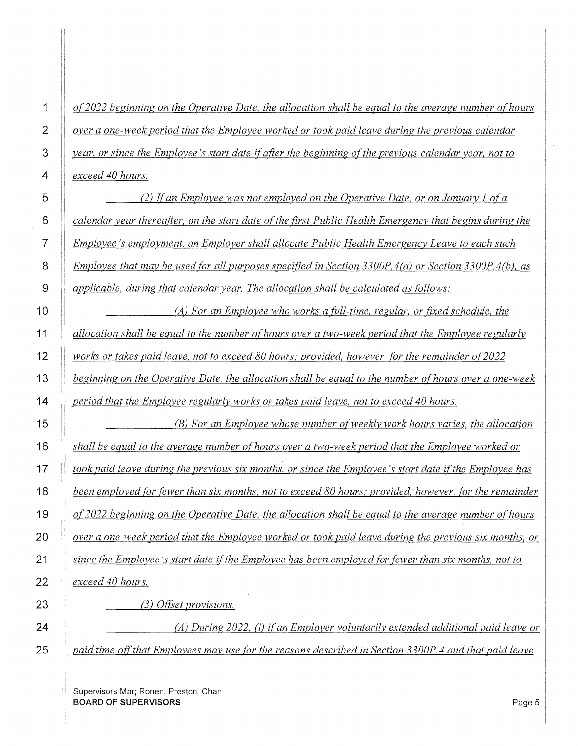*of 2022 beginning on the Operative Date, the allocation shall be equal to the average number of hours over a one-week period that the Employee worked or took paid leave during the previous calendar year, or since the Employee's start date if after the beginning of the previous calendar year, not to exceed 40 hours.*

*(2) If an Employee was not employed on the Operative Date, or on January 1 of a calendar year thereafter, on the start date of the first Public Health Emergency that begins during the Employee's employment, an Employer shall allocate Public Health Emergency Leave to each such Employee that may be used for all purposes specified in Section 3300P.4(a) or Section 3300P.4(b), as applicable, during that calendar year. The allocation shall be calculated as follows:*

*(A) For an Employee who works a full-time, regular, or fixed schedule, the allocation shall be equal to the number of hours over a two-week period that the Employee regularly works or takes paid leave, not to exceed 80 hours; provided, however, for the remainder of 2022 beginning on the Operative Date, the allocation shall be equal to the number of hours over a one-week period that the Employee regularly works or takes paid leave, not to exceed 40 hours.*

*(B) For an Employee whose number of weekly work hours varies, the allocation shall be equal to the average number of hours over a two-week period that the Employee worked or took paid leave during the previous six months, or since the Employee's start date if the Employee has been employed for fewer than six months, not to exceed 80 hours; provided, however, for the remainder of 2022 beginning on the Operative Date, the allocation shall be equal to the average number of hours over a one-week period that the Employee worked or took paid leave during the previous six months, or since the Employee's start date if the Employee has been employed for fewer than six months, not to exceed 40 hours.*

*(3) Offset provisions.*

*(A) During 2022, (i) if an Employer voluntarily extended additional paid leave or paid time off that Employees may use for the reasons described in Section 3300P.4 and that paid leave*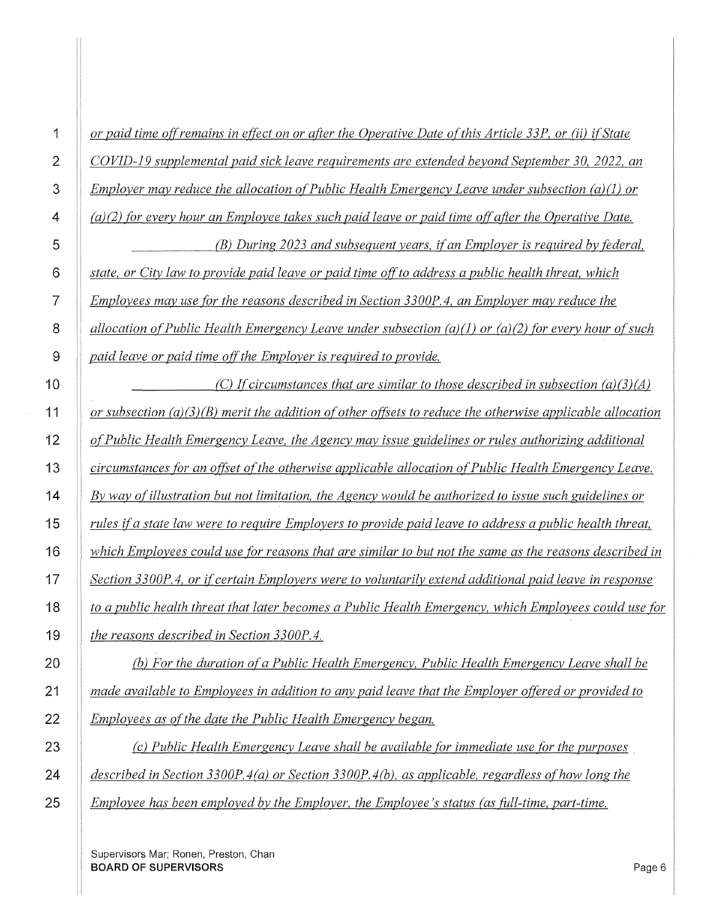*or paid time off remains in effect on or after the Operative Date of this Article 33P, or (ii) if State COVID-19 supplemental paid sick leave requirements are extended beyond September 30, 2022, an Employer may reduce the allocation of Public Health Emergency Leave under subsection (a)(1) or (a)(2) for every hour an Employee takes such paid leave or paid time off after the Operative Date.*

*(B) During 2023 and subsequent years, if an Employer is required by federal, state, or City law to provide paid leave or paid time off to address a public health threat, which Employees may use for the reasons described in Section 3300P.4, an Employer may reduce the allocation of Public Health Emergency Leave under subsection (a)(1) or (a)(2) for every hour of such paid leave or paid time off the Employer is required to provide.*

*(C) If circumstances that are similar to those described in subsection (a)(3)(A) or subsection (a)(3)(B) merit the addition of other offsets to reduce the otherwise applicable allocation of Public Health Emergency Leave, the Agency may issue guidelines or rules authorizing additional circumstances for an offset of the otherwise applicable allocation of Public Health Emergency Leave. By way of illustration but not limitation, the Agency would be authorized to issue such guidelines or rules if a state law were to require Employers to provide paid leave to address a public health threat, which Employees could use for reasons that are similar to but not the same as the reasons described in Section 3300P.4, or if certain Employers were to voluntarily extend additional paid leave in response to a public health threat that later becomes a Public Health Emergency, which Employees could use for the reasons described in Section 3300P.4.*

*(b) For the duration of a Public Health Emergency, Public Health Emergency Leave shall be made available to Employees in addition to any paid leave that the Employer offered or provided to Employees as of the date the Public Health Emergency began.*

*(c) Public Health Emergency Leave shall be available for immediate use for the purposes described in Section 3300P.4(a) or Section 3300P.4(b), as applicable, regardless of how long the Employee has been employed by the Employer, the Employee's status (as full-time, part-time,*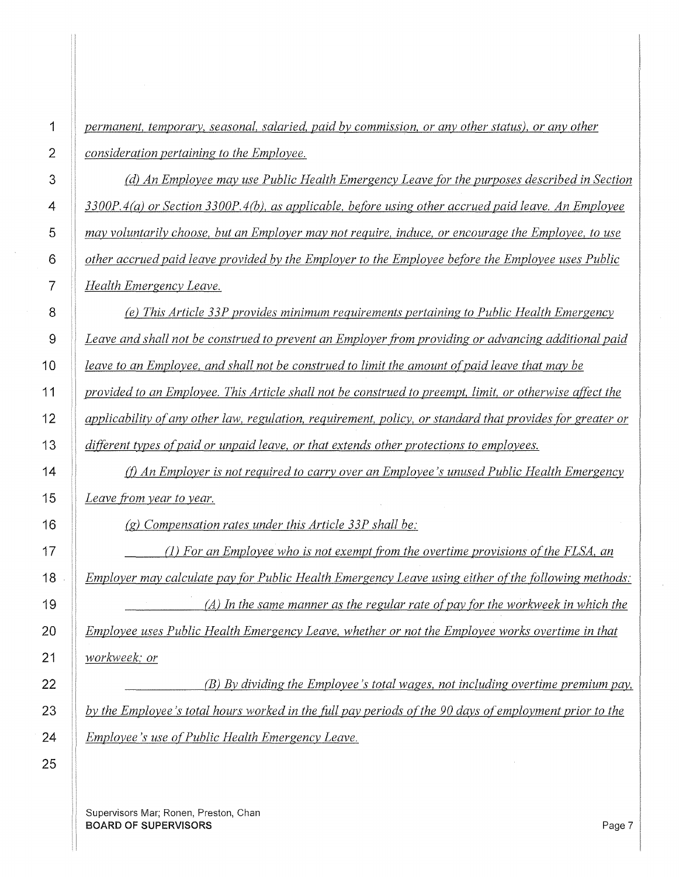*permanent, temporary, seasonal, salaried, paid by commission, or any other status), or any other consideration pertaining to the Employee.*

*(d) An Employee may use Public Health Emergency Leave for the purposes described in Section 3300P.4(a) or Section 3300P.4(b), as applicable, before using other accrued paid leave. An Employee may voluntarily choose, but an Employer may not require, induce, or encourage the Employee, to use other accrued paid leave provided by the Employer to the Employee before the Employee uses Public Health Emergency Leave.*

*(e) This Article 33P provides minimum requirements pertaining to Public Health Emergency Leave and shall not be construed to prevent an Employer from providing or advancing additional paid leave to an Employee, and shall not be construed to limit the amount of paid leave that may be provided to an Employee. This Article shall not be construed to preempt, limit, or otherwise affect the applicability of any other law, regulation, requirement, policy, or standard that provides for greater or different types of paid or unpaid leave, or that extends other protections to employees.*

*(f) An Employer is not required to carry over an Employee's unused Public Health Emergency Leave from year to year.*

*(g) Compensation rates under this Article 33P shall be:*

*(1) For an Employee who is not exempt from the overtime provisions of the FLSA, an Employer may calculate pay for Public Health Emergency Leave using either of the following methods:*

*(A) In the same manner as the regular rate of pay for the workweek in which the Employee uses Public Health Emergency Leave, whether or not the Employee works overtime in that workweek; or*

*(B) By dividing the Employee's total wages, not including overtime premium pay, by the Employee's total hours worked in the full pay periods of the 90 days of employment prior to the Employee's use of Public Health Emergency Leave.*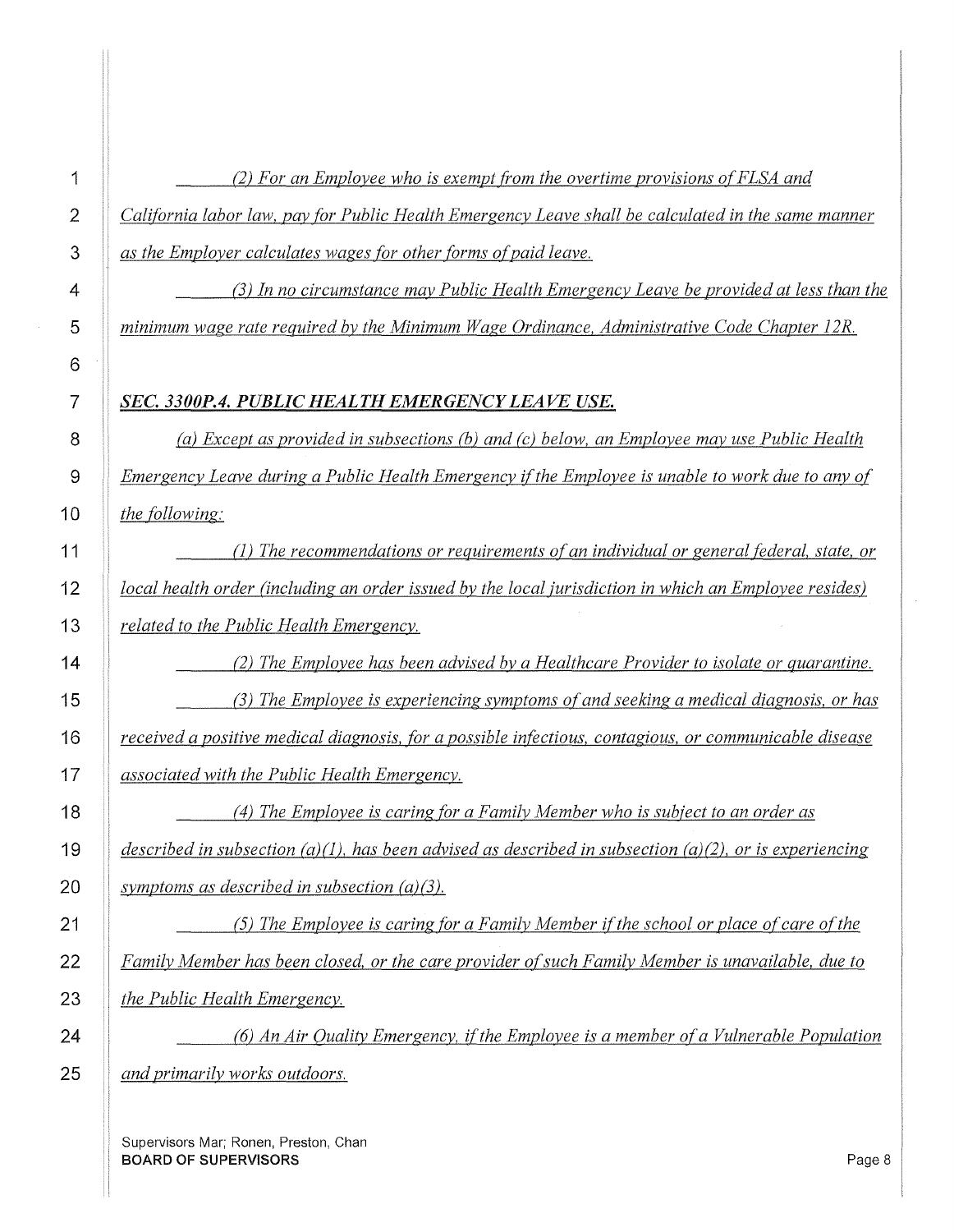*(2) For an Employee who is exempt from the overtime provisions of FLSA and California labor law, pay for Public Health Emergency Leave shall be calculated in the same manner as the Employer calculates wages for other forms of paid leave.*

*(3) In no circumstance may Public Health Emergency Leave be provided at less than the minimum wage rate required by the Minimum Wage Ordinance, Administrative Code Chapter 12R.*

***SEC. 3300P.4. PUBLIC HEALTH EMERGENCY LEAVE USE.***

*(a) Except as provided in subsections (b) and (c) below, an Employee may use Public Health Emergency Leave during a Public Health Emergency if the Employee is unable to work due to any of the following:*

*(1) The recommendations or requirements of an individual or general federal, state, or local health order (including an order issued by the local jurisdiction in which an Employee resides) related to the Public Health Emergency.*

*(2) The Employee has been advised by a Healthcare Provider to isolate or quarantine.*

*(3) The Employee is experiencing symptoms of and seeking a medical diagnosis, or has received a positive medical diagnosis, for a possible infectious, contagious, or communicable disease associated with the Public Health Emergency.*

*(4) The Employee is caring for a Family Member who is subject to an order as described in subsection (a)(1), has been advised as described in subsection (a)(2), or is experiencing symptoms as described in subsection (a)(3).*

*(5) The Employee is caring for a Family Member if the school or place of care of the Family Member has been closed, or the care provider of such Family Member is unavailable, due to the Public Health Emergency.*

*(6) An Air Quality Emergency, if the Employee is a member of a Vulnerable Population and primarily works outdoors.*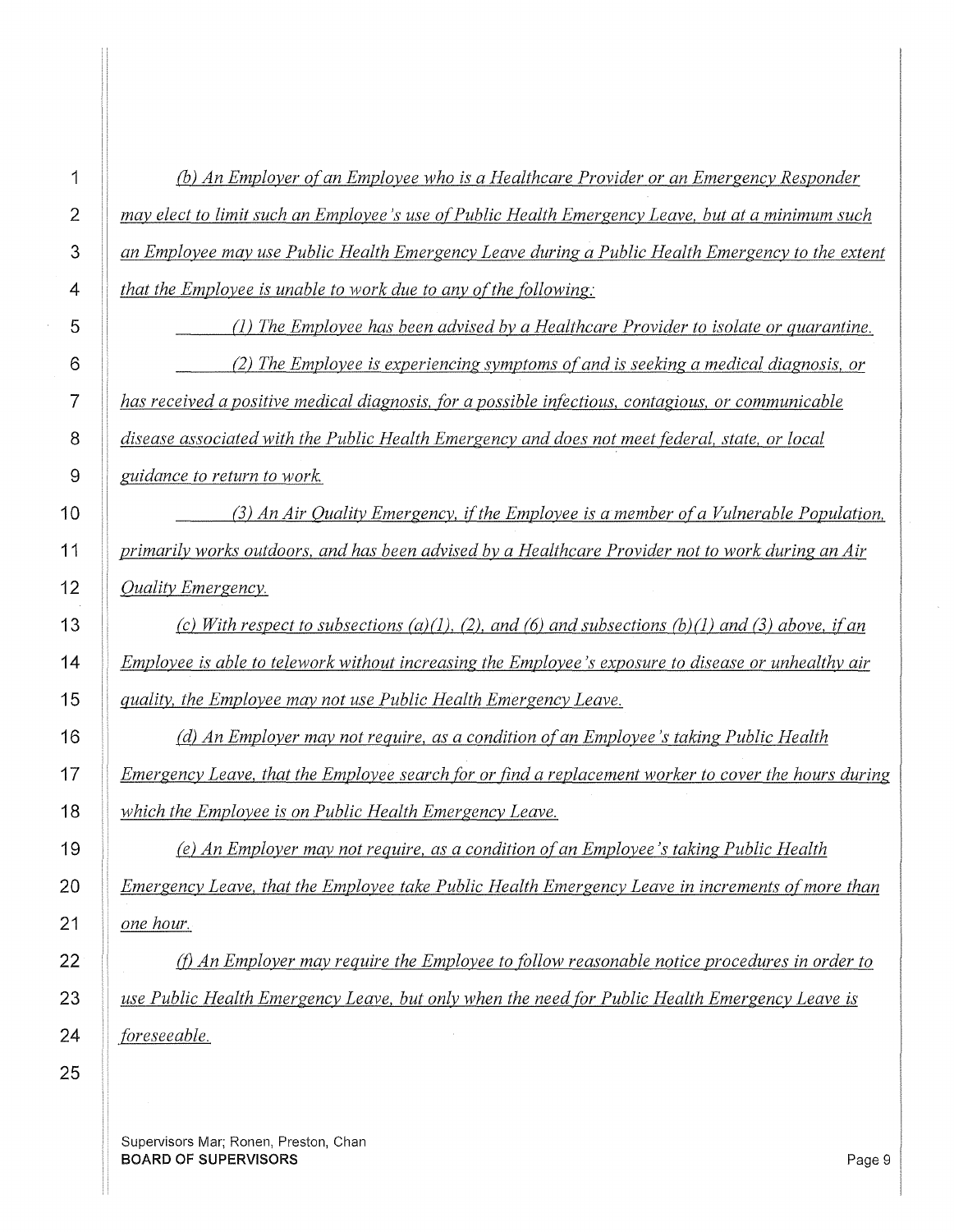*(b) An Employer of an Employee who is a Healthcare Provider or an Emergency Responder may elect to limit such an Employee's use of Public Health Emergency Leave, but at a minimum such an Employee may use Public Health Emergency Leave during a Public Health Emergency to the extent that the Employee is unable to work due to any of the following:*

*(1) The Employee has been advised by a Healthcare Provider to isolate or quarantine.*

*(2) The Employee is experiencing symptoms of and is seeking a medical diagnosis, or has received a positive medical diagnosis, for a possible infectious, contagious, or communicable disease associated with the Public Health Emergency and does not meet federal, state, or local guidance to return to work.*

*(3) An Air Quality Emergency, if the Employee is a member of a Vulnerable Population, primarily works outdoors, and has been advised by a Healthcare Provider not to work during an Air Quality Emergency.*

*(c) With respect to subsections (a)(1), (2), and (6) and subsections (b)(1) and (3) above, if an Employee is able to telework without increasing the Employee's exposure to disease or unhealthy air quality, the Employee may not use Public Health Emergency Leave.*

*(d) An Employer may not require, as a condition of an Employee's taking Public Health Emergency Leave, that the Employee search for or find a replacement worker to cover the hours during which the Employee is on Public Health Emergency Leave.*

*(e) An Employer may not require, as a condition of an Employee's taking Public Health Emergency Leave, that the Employee take Public Health Emergency Leave in increments of more than one hour.*

*(f) An Employer may require the Employee to follow reasonable notice procedures in order to use Public Health Emergency Leave, but only when the need for Public Health Emergency Leave is foreseeable.*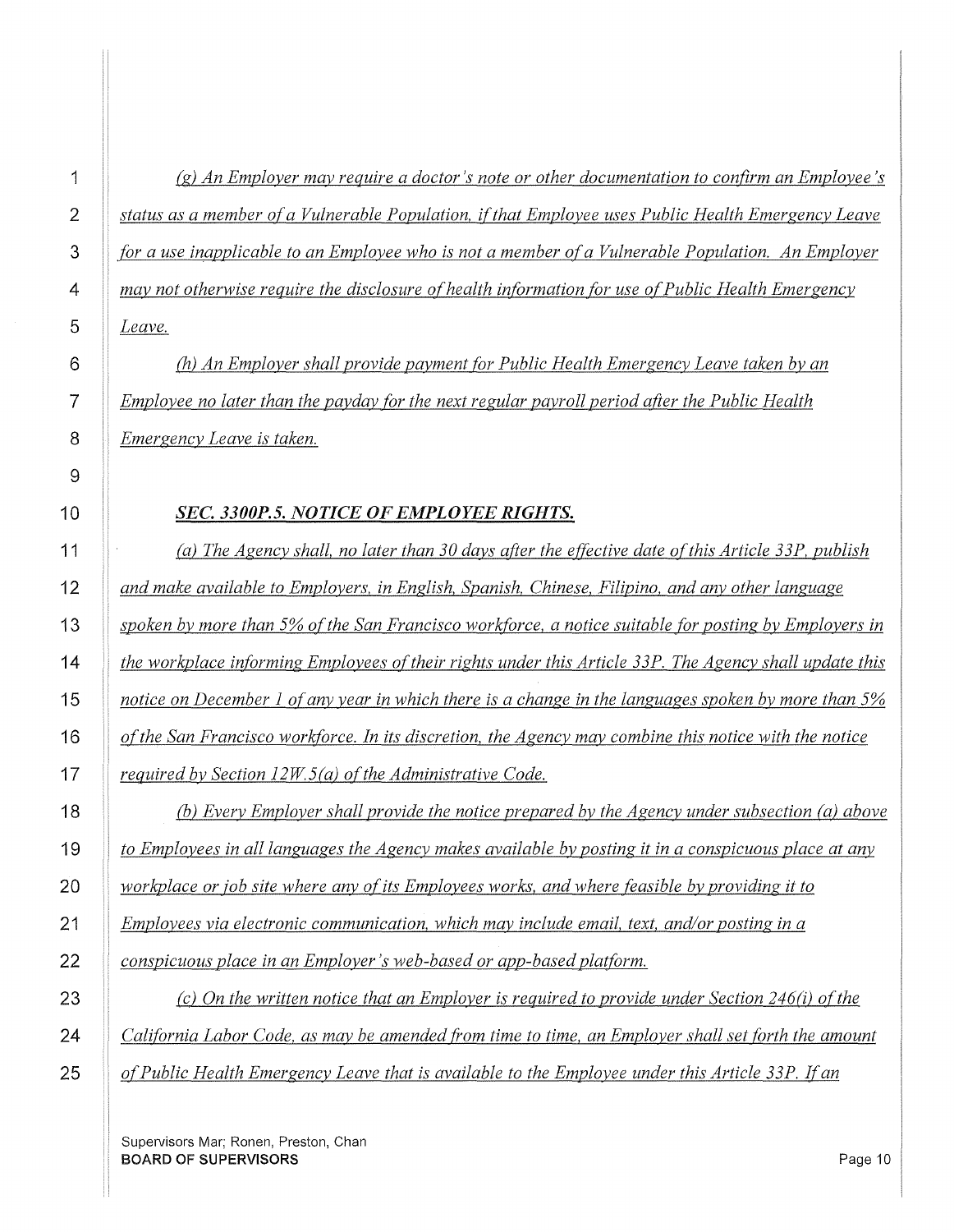*(g) An Employer may require a doctor's note or other documentation to confirm an Employee's status as a member of a Vulnerable Population, if that Employee uses Public Health Emergency Leave for a use inapplicable to an Employee who is not a member of a Vulnerable Population. An Employer may not otherwise require the disclosure of health information for use of Public Health Emergency Leave.*

*(h) An Employer shall provide payment for Public Health Emergency Leave taken by an Employee no later than the payday for the next regular payroll period after the Public Health Emergency Leave is taken.*

### *SEC. 3300P.5. NOTICE OF EMPLOYEE RIGHTS.*

*(a) The Agency shall, no later than 30 days after the effective date of this Article 33P, publish and make available to Employers, in English, Spanish, Chinese, Filipino, and any other language spoken by more than 5% of the San Francisco workforce, a notice suitable for posting by Employers in the workplace informing Employees of their rights under this Article 33P. The Agency shall update this notice on December 1 of any year in which there is a change in the languages spoken by more than 5% of the San Francisco workforce. In its discretion, the Agency may combine this notice with the notice required by Section 12W.5(a) of the Administrative Code.*

*(b) Every Employer shall provide the notice prepared by the Agency under subsection (a) above to Employees in all languages the Agency makes available by posting it in a conspicuous place at any workplace or job site where any of its Employees works, and where feasible by providing it to Employees via electronic communication, which may include email, text, and/or posting in a conspicuous place in an Employer's web-based or app-based platform.*

*(c) On the written notice that an Employer is required to provide under Section 246(i) of the California Labor Code, as may be amended from time to time, an Employer shall set forth the amount of Public Health Emergency Leave that is available to the Employee under this Article 33P. If an*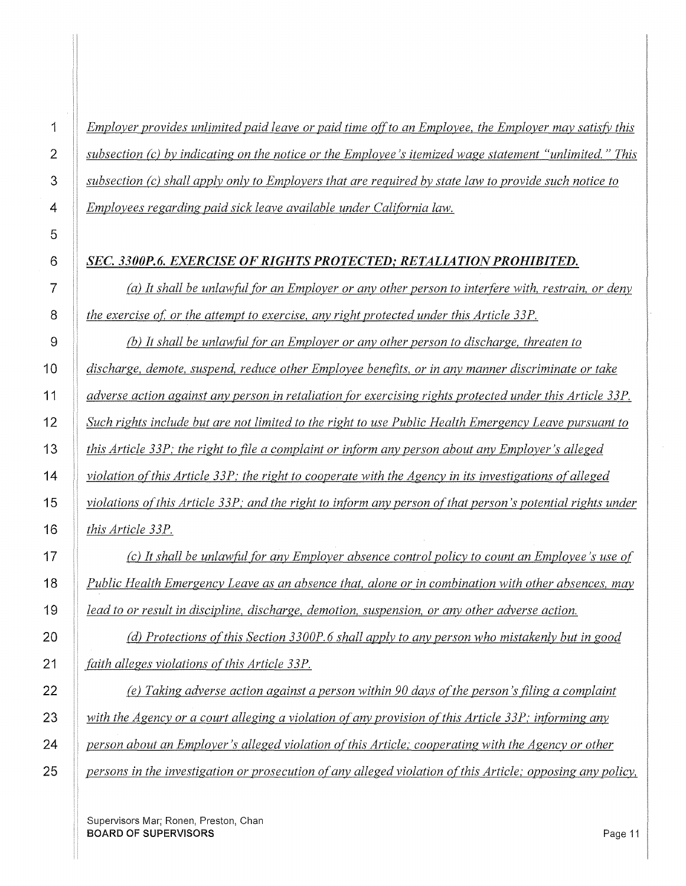*Employer provides unlimited paid leave or paid time off to an Employee, the Employer may satisfy this subsection (c) by indicating on the notice or the Employee's itemized wage statement "unlimited." This subsection (c) shall apply only to Employers that are required by state law to provide such notice to Employees regarding paid sick leave available under California law.*

***SEC. 3300P.6. EXERCISE OF RIGHTS PROTECTED; RETALIATION PROHIBITED.***

*(a) It shall be unlawful for an Employer or any other person to interfere with, restrain, or deny the exercise of, or the attempt to exercise, any right protected under this Article 33P.*

*(b) It shall be unlawful for an Employer or any other person to discharge, threaten to discharge, demote, suspend, reduce other Employee benefits, or in any manner discriminate or take adverse action against any person in retaliation for exercising rights protected under this Article 33P. Such rights include but are not limited to the right to use Public Health Emergency Leave pursuant to this Article 33P; the right to file a complaint or inform any person about any Employer's alleged violation of this Article 33P; the right to cooperate with the Agency in its investigations of alleged violations of this Article 33P; and the right to inform any person of that person's potential rights under this Article 33P.*

*(c) It shall be unlawful for any Employer absence control policy to count an Employee's use of Public Health Emergency Leave as an absence that, alone or in combination with other absences, may lead to or result in discipline, discharge, demotion, suspension, or any other adverse action.*

*(d) Protections of this Section 3300P.6 shall apply to any person who mistakenly but in good faith alleges violations of this Article 33P.*

*(e) Taking adverse action against a person within 90 days of the person's filing a complaint with the Agency or a court alleging a violation of any provision of this Article 33P; informing any person about an Employer's alleged violation of this Article; cooperating with the Agency or other persons in the investigation or prosecution of any alleged violation of this Article; opposing any policy,*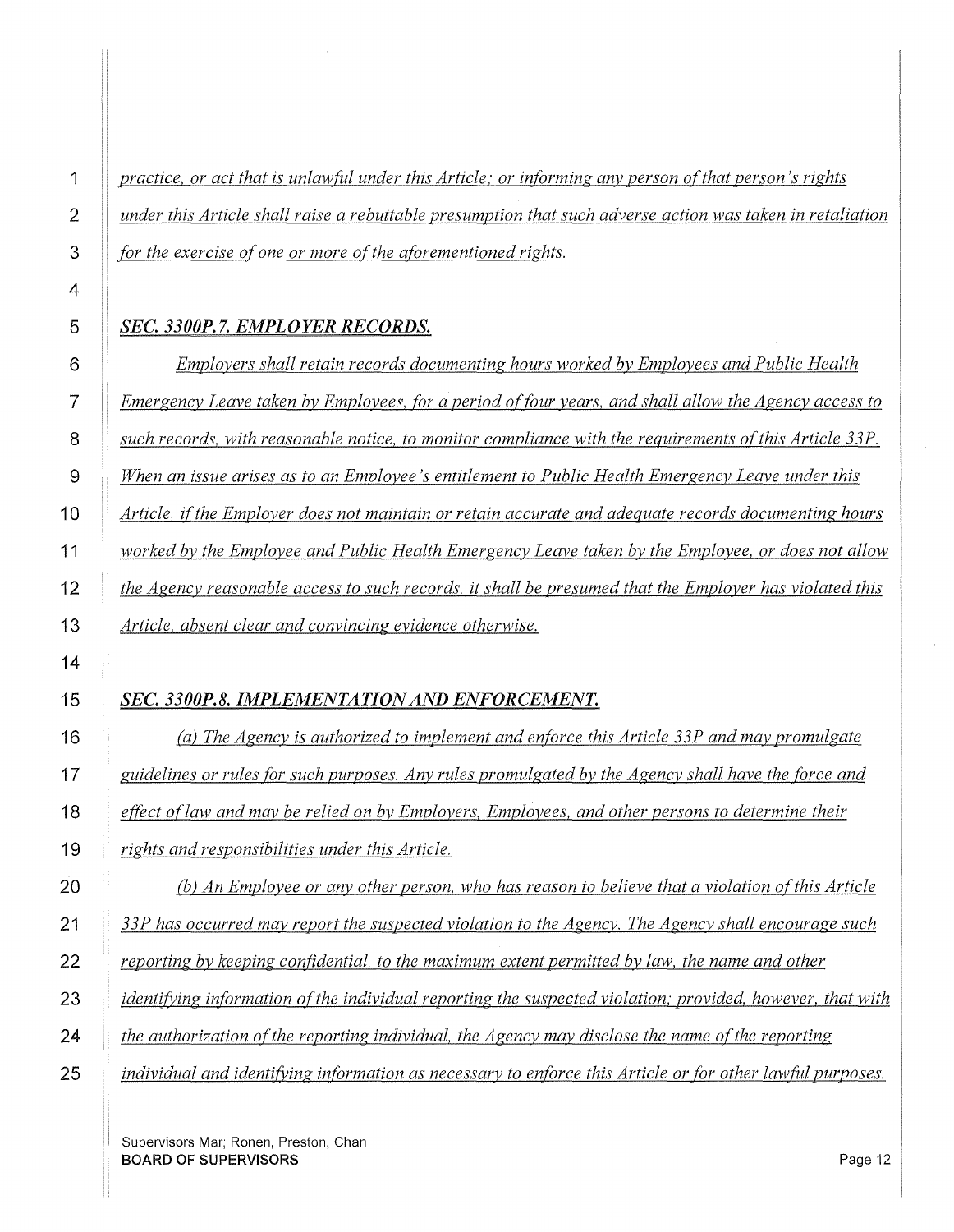*practice, or act that is unlawful under this Article; or informing any person of that person's rights under this Article shall raise a rebuttable presumption that such adverse action was taken in retaliation for the exercise of one or more of the aforementioned rights.*

### ***SEC. 3300P.7. EMPLOYER RECORDS.***

*Employers shall retain records documenting hours worked by Employees and Public Health Emergency Leave taken by Employees, for a period of four years, and shall allow the Agency access to such records, with reasonable notice, to monitor compliance with the requirements of this Article 33P. When an issue arises as to an Employee's entitlement to Public Health Emergency Leave under this Article, if the Employer does not maintain or retain accurate and adequate records documenting hours worked by the Employee and Public Health Emergency Leave taken by the Employee, or does not allow the Agency reasonable access to such records, it shall be presumed that the Employer has violated this Article, absent clear and convincing evidence otherwise.*

### ***SEC. 3300P.8. IMPLEMENTATION AND ENFORCEMENT.***

*(a) The Agency is authorized to implement and enforce this Article 33P and may promulgate guidelines or rules for such purposes. Any rules promulgated by the Agency shall have the force and effect of law and may be relied on by Employers, Employees, and other persons to determine their rights and responsibilities under this Article.*

*(b) An Employee or any other person, who has reason to believe that a violation of this Article 33P has occurred may report the suspected violation to the Agency. The Agency shall encourage such reporting by keeping confidential, to the maximum extent permitted by law, the name and other identifying information of the individual reporting the suspected violation; provided, however, that with the authorization of the reporting individual, the Agency may disclose the name of the reporting individual and identifying information as necessary to enforce this Article or for other lawful purposes.*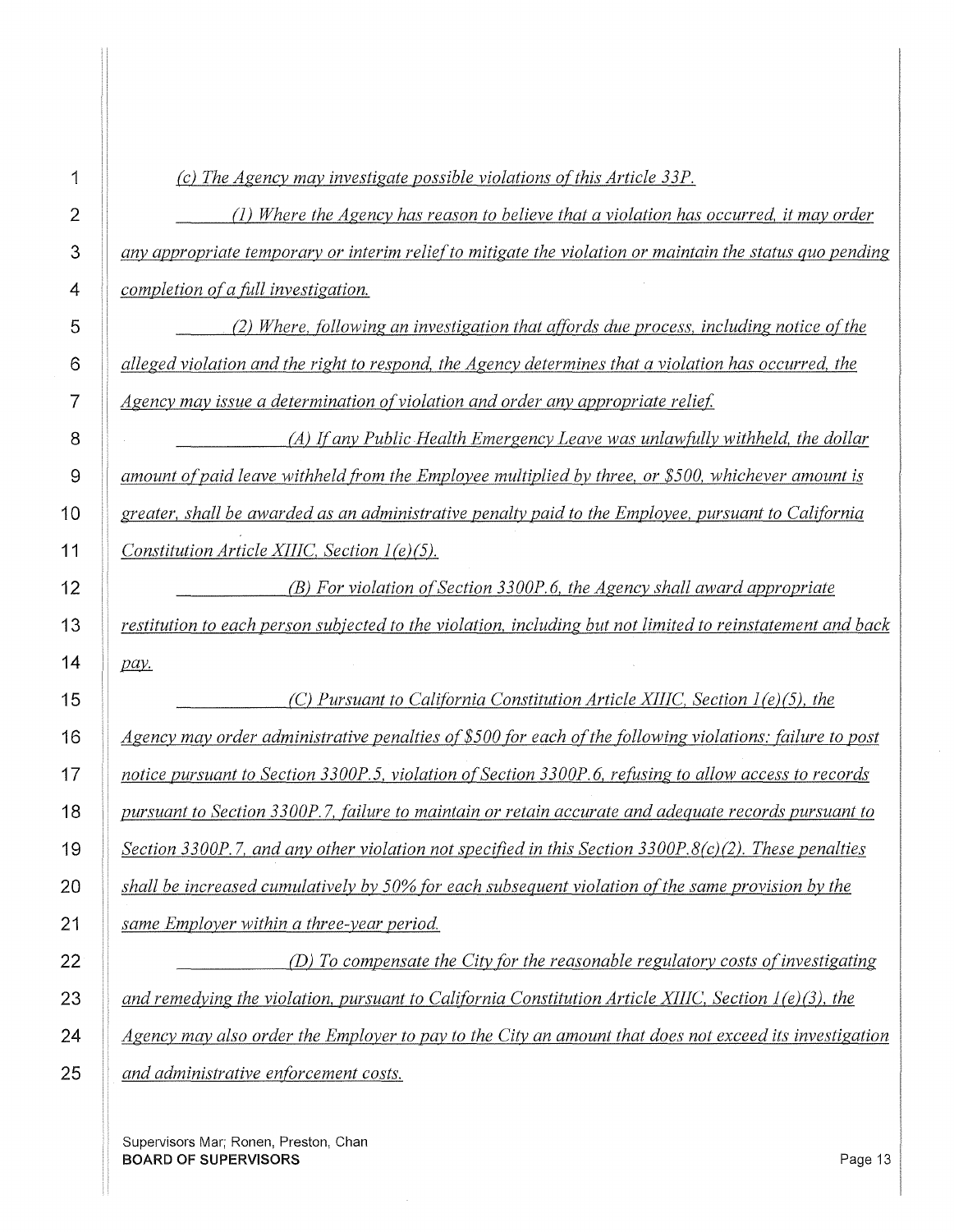*(c) The Agency may investigate possible violations of this Article 33P.*

*(1) Where the Agency has reason to believe that a violation has occurred, it may order any appropriate temporary or interim relief to mitigate the violation or maintain the status quo pending completion of a full investigation.*

*(2) Where, following an investigation that affords due process, including notice of the alleged violation and the right to respond, the Agency determines that a violation has occurred, the Agency may issue a determination of violation and order any appropriate relief.*

*(A) If any Public Health Emergency Leave was unlawfully withheld, the dollar amount of paid leave withheld from the Employee multiplied by three, or $500, whichever amount is greater, shall be awarded as an administrative penalty paid to the Employee, pursuant to California Constitution Article XIIIC, Section 1(e)(5).*

*(B) For violation of Section 3300P.6, the Agency shall award appropriate restitution to each person subjected to the violation, including but not limited to reinstatement and back pay.*

*(C) Pursuant to California Constitution Article XIIIC, Section 1(e)(5), the Agency may order administrative penalties of $500 for each of the following violations: failure to post notice pursuant to Section 3300P.5, violation of Section 3300P.6, refusing to allow access to records pursuant to Section 3300P.7, failure to maintain or retain accurate and adequate records pursuant to Section 3300P.7, and any other violation not specified in this Section 3300P.8(c)(2). These penalties shall be increased cumulatively by 50% for each subsequent violation of the same provision by the same Employer within a three-year period.*

*(D) To compensate the City for the reasonable regulatory costs of investigating and remedying the violation, pursuant to California Constitution Article XIIIC, Section 1(e)(3), the Agency may also order the Employer to pay to the City an amount that does not exceed its investigation and administrative enforcement costs.*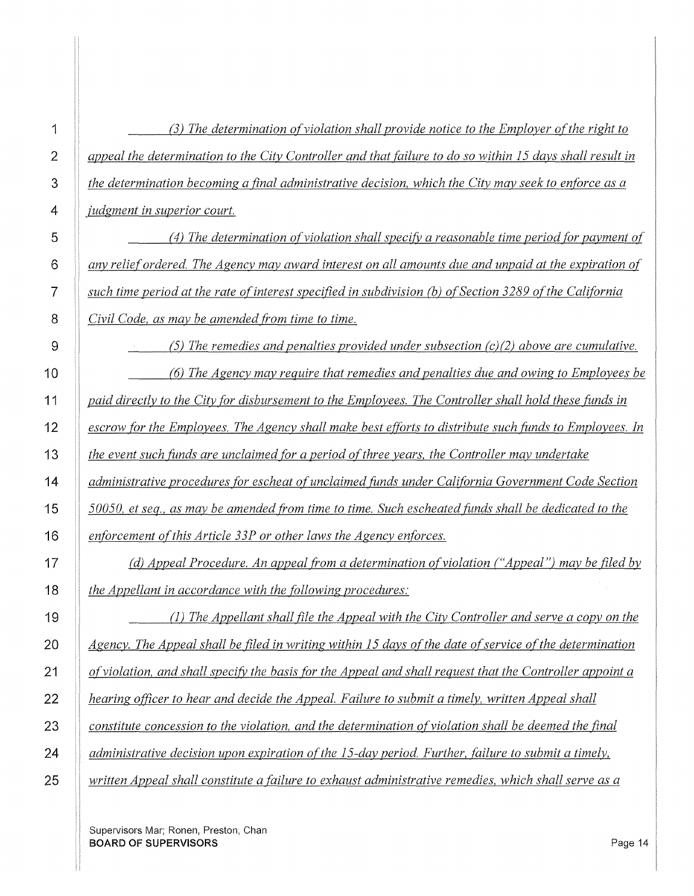*(3) The determination of violation shall provide notice to the Employer of the right to appeal the determination to the City Controller and that failure to do so within 15 days shall result in the determination becoming a final administrative decision, which the City may seek to enforce as a judgment in superior court.*

*(4) The determination of violation shall specify a reasonable time period for payment of any relief ordered. The Agency may award interest on all amounts due and unpaid at the expiration of such time period at the rate of interest specified in subdivision (b) of Section 3289 of the California Civil Code, as may be amended from time to time.*

*(5) The remedies and penalties provided under subsection (c)(2) above are cumulative.*

*(6) The Agency may require that remedies and penalties due and owing to Employees be paid directly to the City for disbursement to the Employees. The Controller shall hold these funds in escrow for the Employees. The Agency shall make best efforts to distribute such funds to Employees. In the event such funds are unclaimed for a period of three years, the Controller may undertake administrative procedures for escheat of unclaimed funds under California Government Code Section 50050, et seq., as may be amended from time to time. Such escheated funds shall be dedicated to the enforcement of this Article 33P or other laws the Agency enforces.*

*(d) Appeal Procedure. An appeal from a determination of violation ("Appeal") may be filed by the Appellant in accordance with the following procedures:*

*(1) The Appellant shall file the Appeal with the City Controller and serve a copy on the Agency. The Appeal shall be filed in writing within 15 days of the date of service of the determination of violation, and shall specify the basis for the Appeal and shall request that the Controller appoint a hearing officer to hear and decide the Appeal. Failure to submit a timely, written Appeal shall constitute concession to the violation, and the determination of violation shall be deemed the final administrative decision upon expiration of the 15-day period. Further, failure to submit a timely, written Appeal shall constitute a failure to exhaust administrative remedies, which shall serve as a*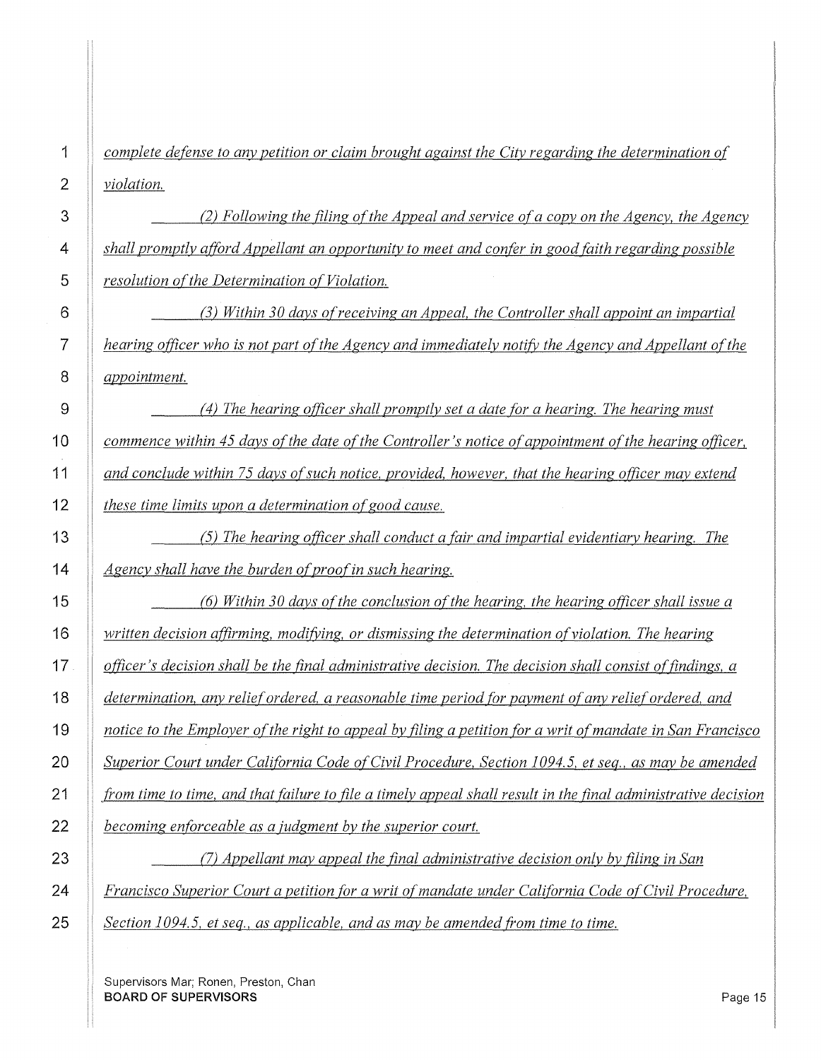*complete defense to any petition or claim brought against the City regarding the determination of violation.*

*(2) Following the filing of the Appeal and service of a copy on the Agency, the Agency shall promptly afford Appellant an opportunity to meet and confer in good faith regarding possible resolution of the Determination of Violation.*

*(3) Within 30 days of receiving an Appeal, the Controller shall appoint an impartial hearing officer who is not part of the Agency and immediately notify the Agency and Appellant of the appointment.*

*(4) The hearing officer shall promptly set a date for a hearing. The hearing must commence within 45 days of the date of the Controller's notice of appointment of the hearing officer, and conclude within 75 days of such notice, provided, however, that the hearing officer may extend these time limits upon a determination of good cause.*

*(5) The hearing officer shall conduct a fair and impartial evidentiary hearing. The Agency shall have the burden of proof in such hearing.*

*(6) Within 30 days of the conclusion of the hearing, the hearing officer shall issue a written decision affirming, modifying, or dismissing the determination of violation. The hearing officer's decision shall be the final administrative decision. The decision shall consist of findings, a determination, any relief ordered, a reasonable time period for payment of any relief ordered, and notice to the Employer of the right to appeal by filing a petition for a writ of mandate in San Francisco Superior Court under California Code of Civil Procedure, Section 1094.5, et seq., as may be amended from time to time, and that failure to file a timely appeal shall result in the final administrative decision becoming enforceable as a judgment by the superior court.*

*(7) Appellant may appeal the final administrative decision only by filing in San Francisco Superior Court a petition for a writ of mandate under California Code of Civil Procedure, Section 1094.5, et seq., as applicable, and as may be amended from time to time.*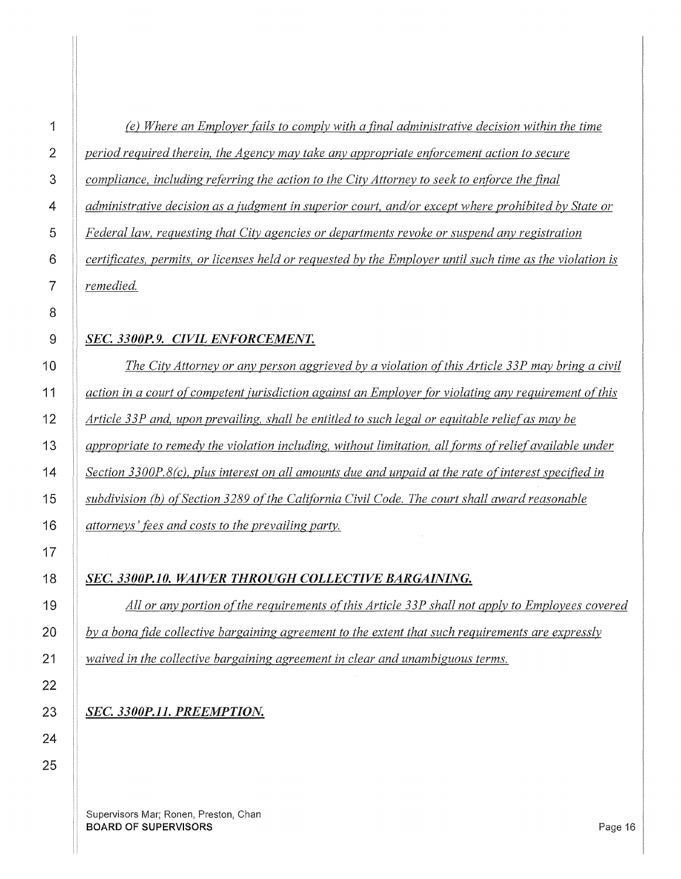*(e) Where an Employer fails to comply with a final administrative decision within the time period required therein, the Agency may take any appropriate enforcement action to secure compliance, including referring the action to the City Attorney to seek to enforce the final administrative decision as a judgment in superior court, and/or except where prohibited by State or Federal law, requesting that City agencies or departments revoke or suspend any registration certificates, permits, or licenses held or requested by the Employer until such time as the violation is remedied.*

***SEC. 3300P.9. CIVIL ENFORCEMENT.***

*The City Attorney or any person aggrieved by a violation of this Article 33P may bring a civil action in a court of competent jurisdiction against an Employer for violating any requirement of this Article 33P and, upon prevailing, shall be entitled to such legal or equitable relief as may be appropriate to remedy the violation including, without limitation, all forms of relief available under Section 3300P.8(c), plus interest on all amounts due and unpaid at the rate of interest specified in subdivision (b) of Section 3289 of the California Civil Code. The court shall award reasonable attorneys' fees and costs to the prevailing party.*

***SEC. 3300P.10. WAIVER THROUGH COLLECTIVE BARGAINING.***

*All or any portion of the requirements of this Article 33P shall not apply to Employees covered by a bona fide collective bargaining agreement to the extent that such requirements are expressly waived in the collective bargaining agreement in clear and unambiguous terms.*

***SEC. 3300P.11. PREEMPTION.***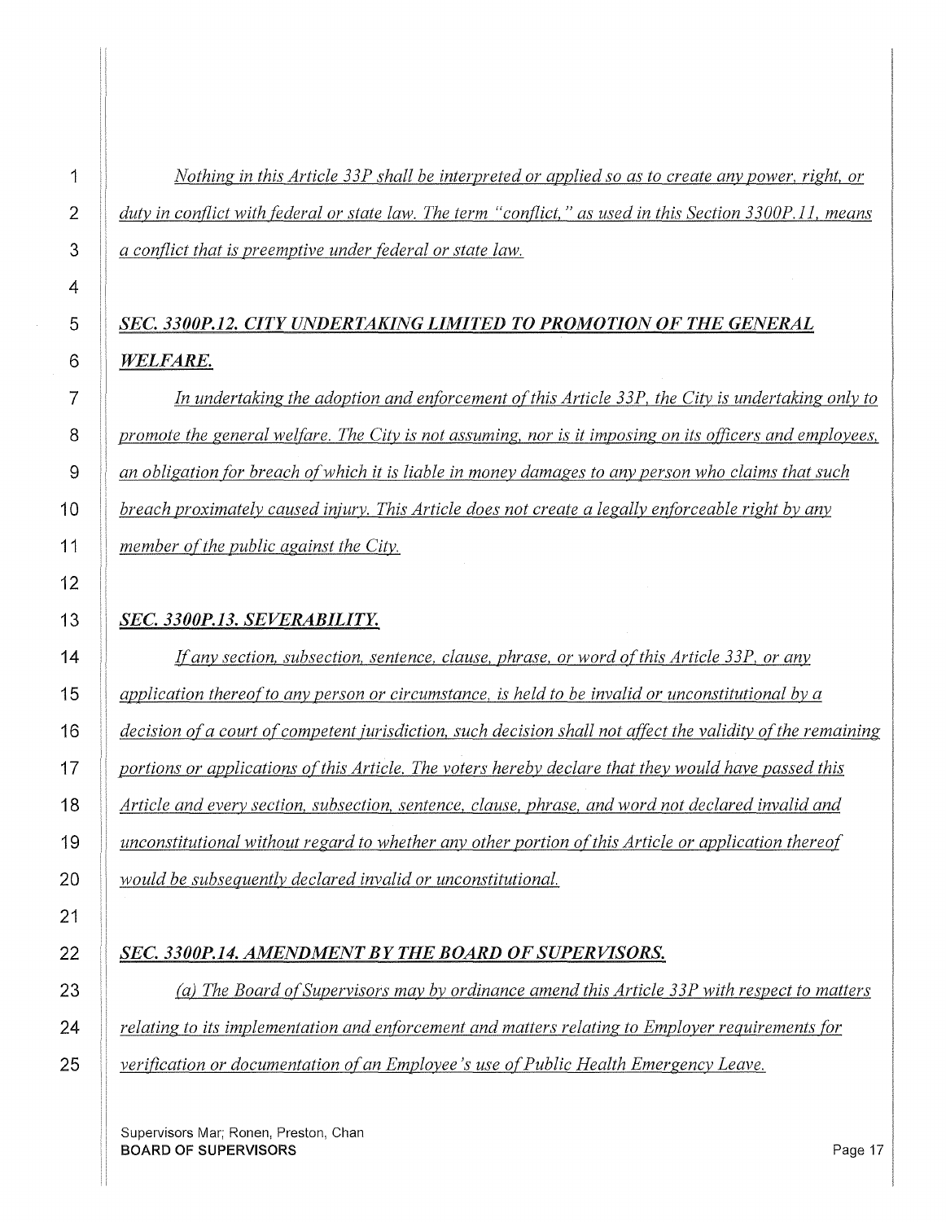*Nothing in this Article 33P shall be interpreted or applied so as to create any power, right, or duty in conflict with federal or state law. The term "conflict," as used in this Section 3300P.11, means a conflict that is preemptive under federal or state law.*

***SEC. 3300P.12. CITY UNDERTAKING LIMITED TO PROMOTION OF THE GENERAL WELFARE.***

*In undertaking the adoption and enforcement of this Article 33P, the City is undertaking only to promote the general welfare. The City is not assuming, nor is it imposing on its officers and employees, an obligation for breach of which it is liable in money damages to any person who claims that such breach proximately caused injury. This Article does not create a legally enforceable right by any member of the public against the City.*

***SEC. 3300P.13. SEVERABILITY.***

*If any section, subsection, sentence, clause, phrase, or word of this Article 33P, or any application thereof to any person or circumstance, is held to be invalid or unconstitutional by a decision of a court of competent jurisdiction, such decision shall not affect the validity of the remaining portions or applications of this Article. The voters hereby declare that they would have passed this Article and every section, subsection, sentence, clause, phrase, and word not declared invalid and unconstitutional without regard to whether any other portion of this Article or application thereof would be subsequently declared invalid or unconstitutional.*

***SEC. 3300P.14. AMENDMENT BY THE BOARD OF SUPERVISORS.***

*(a) The Board of Supervisors may by ordinance amend this Article 33P with respect to matters relating to its implementation and enforcement and matters relating to Employer requirements for verification or documentation of an Employee's use of Public Health Emergency Leave.*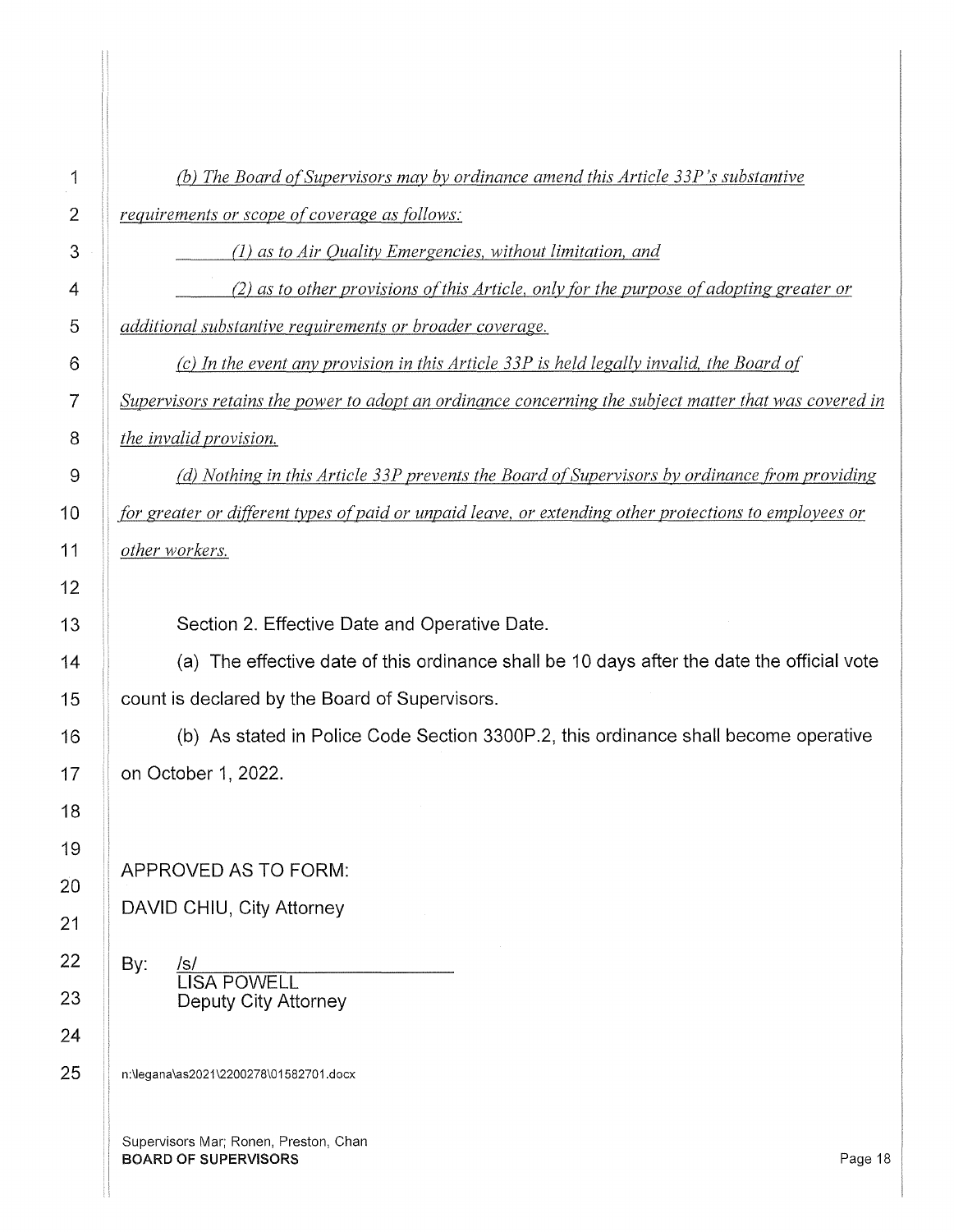*(b) The Board of Supervisors may by ordinance amend this Article 33P's substantive requirements or scope of coverage as follows:*

*(1) as to Air Quality Emergencies, without limitation, and*

*(2) as to other provisions of this Article, only for the purpose of adopting greater or additional substantive requirements or broader coverage.*

*(c) In the event any provision in this Article 33P is held legally invalid, the Board of Supervisors retains the power to adopt an ordinance concerning the subject matter that was covered in the invalid provision.*

*(d) Nothing in this Article 33P prevents the Board of Supervisors by ordinance from providing for greater or different types of paid or unpaid leave, or extending other protections to employees or other workers.*

Section 2. Effective Date and Operative Date.

(a) The effective date of this ordinance shall be 10 days after the date the official vote count is declared by the Board of Supervisors.

(b) As stated in Police Code Section 3300P.2, this ordinance shall become operative on October 1, 2022.

APPROVED AS TO FORM:
DAVID CHIU, City Attorney

By: /s/
LISA POWELL
Deputy City Attorney

n:\legana\as2021\2200278\01582701.docx

Supervisors Mar; Ronen, Preston, Chan
**BOARD OF SUPERVISORS**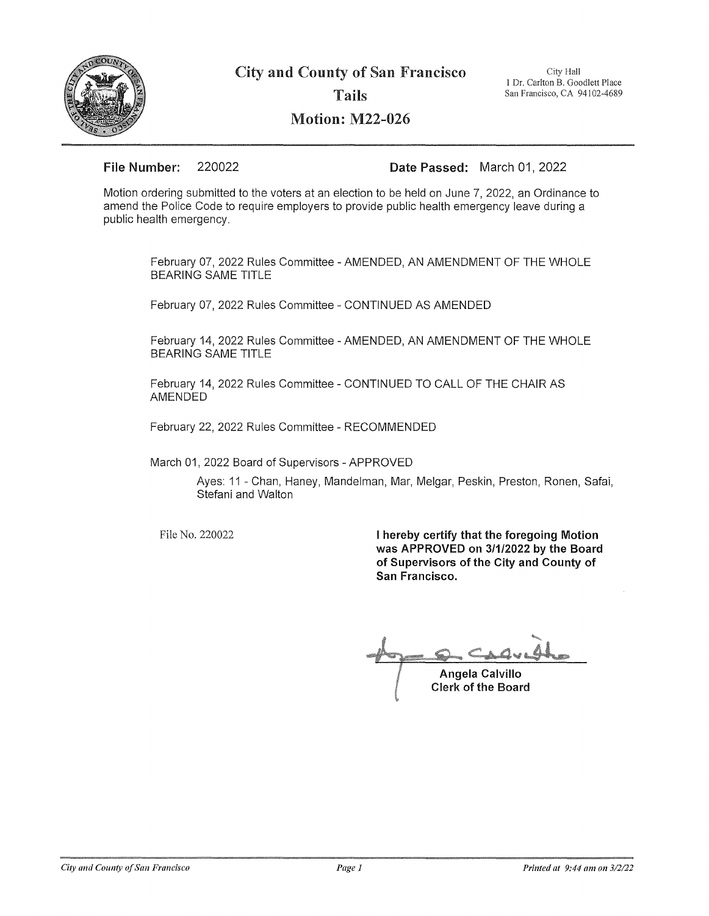# City and County of San Francisco

## Tails

## Motion: M22-026

City Hall
1 Dr. Carlton B. Goodlett Place
San Francisco, CA 94102-4689

**File Number:** 220022 **Date Passed:** March 01, 2022

Motion ordering submitted to the voters at an election to be held on June 7, 2022, an Ordinance to amend the Police Code to require employers to provide public health emergency leave during a public health emergency.

February 07, 2022 Rules Committee - AMENDED, AN AMENDMENT OF THE WHOLE BEARING SAME TITLE

February 07, 2022 Rules Committee - CONTINUED AS AMENDED

February 14, 2022 Rules Committee - AMENDED, AN AMENDMENT OF THE WHOLE BEARING SAME TITLE

February 14, 2022 Rules Committee - CONTINUED TO CALL OF THE CHAIR AS AMENDED

February 22, 2022 Rules Committee - RECOMMENDED

March 01, 2022 Board of Supervisors - APPROVED

Ayes: 11 - Chan, Haney, Mandelman, Mar, Melgar, Peskin, Preston, Ronen, Safai, Stefani and Walton

File No. 220022

**I hereby certify that the foregoing Motion was APPROVED on 3/1/2022 by the Board of Supervisors of the City and County of San Francisco.**

**Angela Calvillo**
**Clerk of the Board**